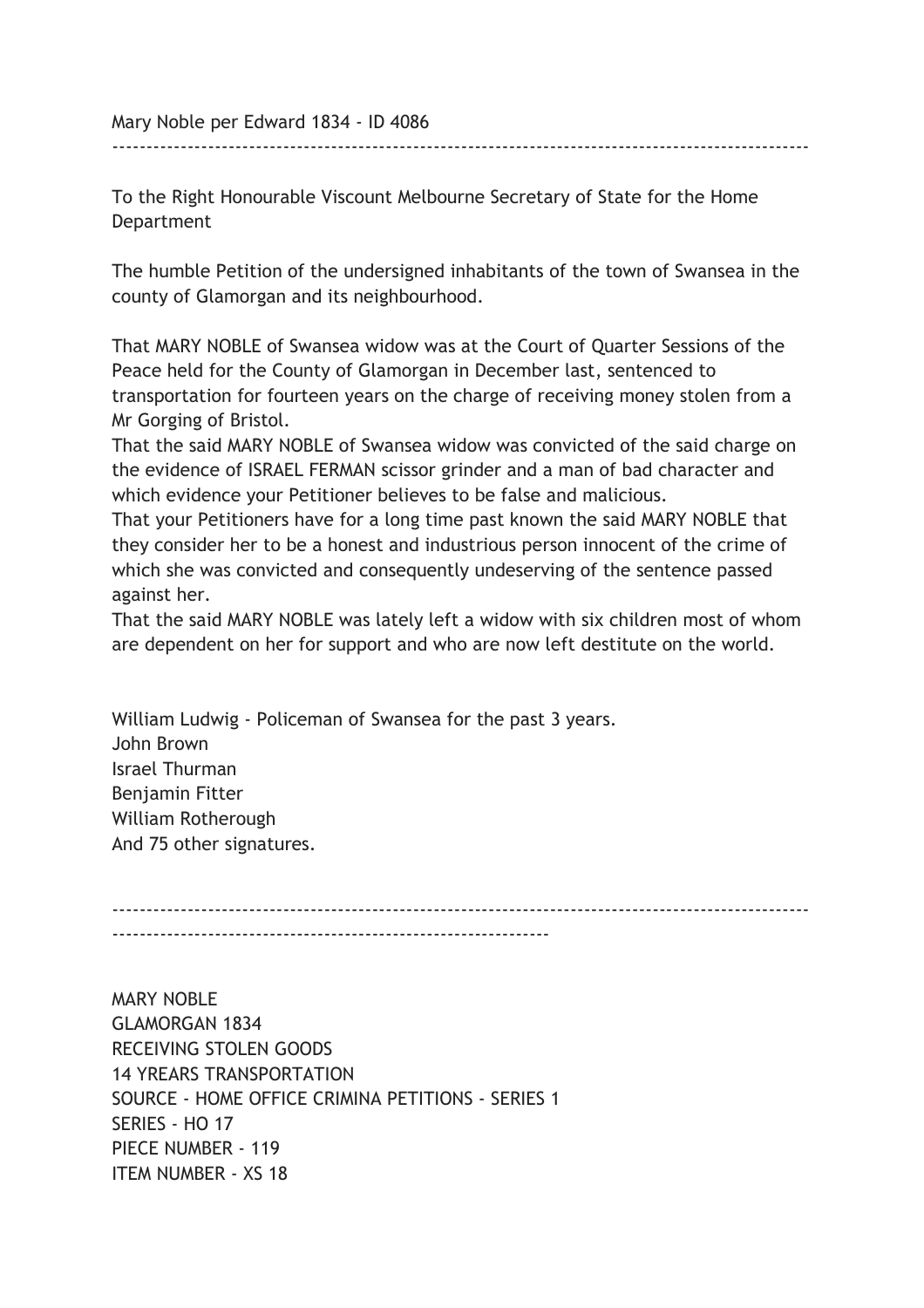Mary Noble per Edward 1834 - ID 4086

---

To the Right Honourable Viscount Melbourne Secretary of State for the Home Department

The humble Petition of the undersigned inhabitants of the town of Swansea in the county of Glamorgan and its neighbourhood.

That MARY NOBLE of Swansea widow was at the Court of Quarter Sessions of the Peace held for the County of Glamorgan in December last, sentenced to transportation for fourteen years on the charge of receiving money stolen from a Mr Gorging of Bristol.

That the said MARY NOBLE of Swansea widow was convicted of the said charge on the evidence of ISRAEL FERMAN scissor grinder and a man of bad character and which evidence your Petitioner believes to be false and malicious.

That your Petitioners have for a long time past known the said MARY NOBLE that they consider her to be a honest and industrious person innocent of the crime of which she was convicted and consequently undeserving of the sentence passed against her.

That the said MARY NOBLE was lately left a widow with six children most of whom are dependent on her for support and who are now left destitute on the world.

William Ludwig - Policeman of Swansea for the past 3 years.
John Brown
Israel Thurman
Benjamin Fitter
William Rotherough
And 75 other signatures.

---

MARY NOBLE
GLAMORGAN 1834
RECEIVING STOLEN GOODS
14 YREARS TRANSPORTATION
SOURCE - HOME OFFICE CRIMINA PETITIONS - SERIES 1
SERIES - HO 17
PIECE NUMBER - 119
ITEM NUMBER - XS 18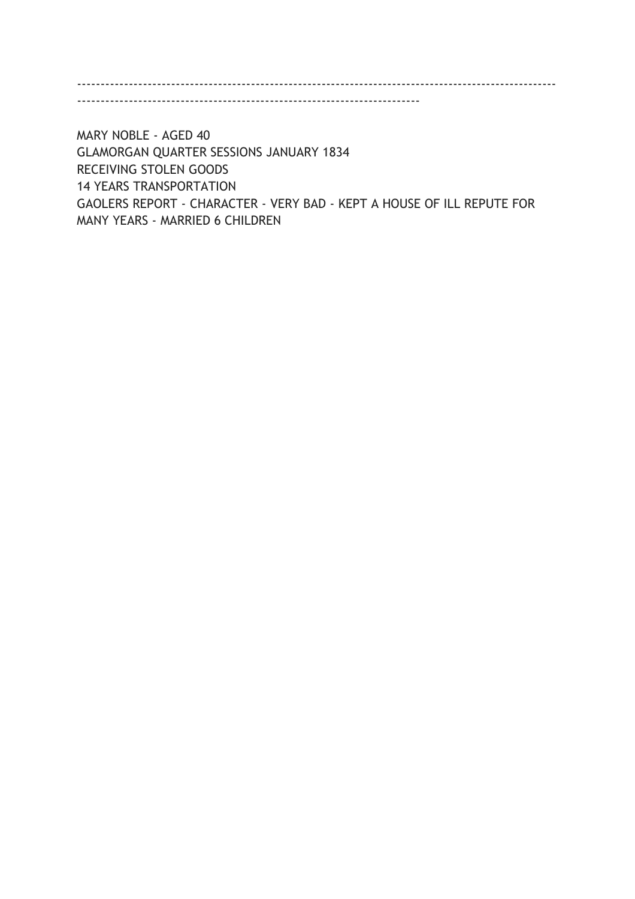-----------------------------------------------------------------------------------------------------
-----------------------------------------------------------------------

MARY NOBLE - AGED 40
GLAMORGAN QUARTER SESSIONS JANUARY 1834
RECEIVING STOLEN GOODS
14 YEARS TRANSPORTATION
GAOLERS REPORT - CHARACTER - VERY BAD - KEPT A HOUSE OF ILL REPUTE FOR MANY YEARS - MARRIED 6 CHILDREN